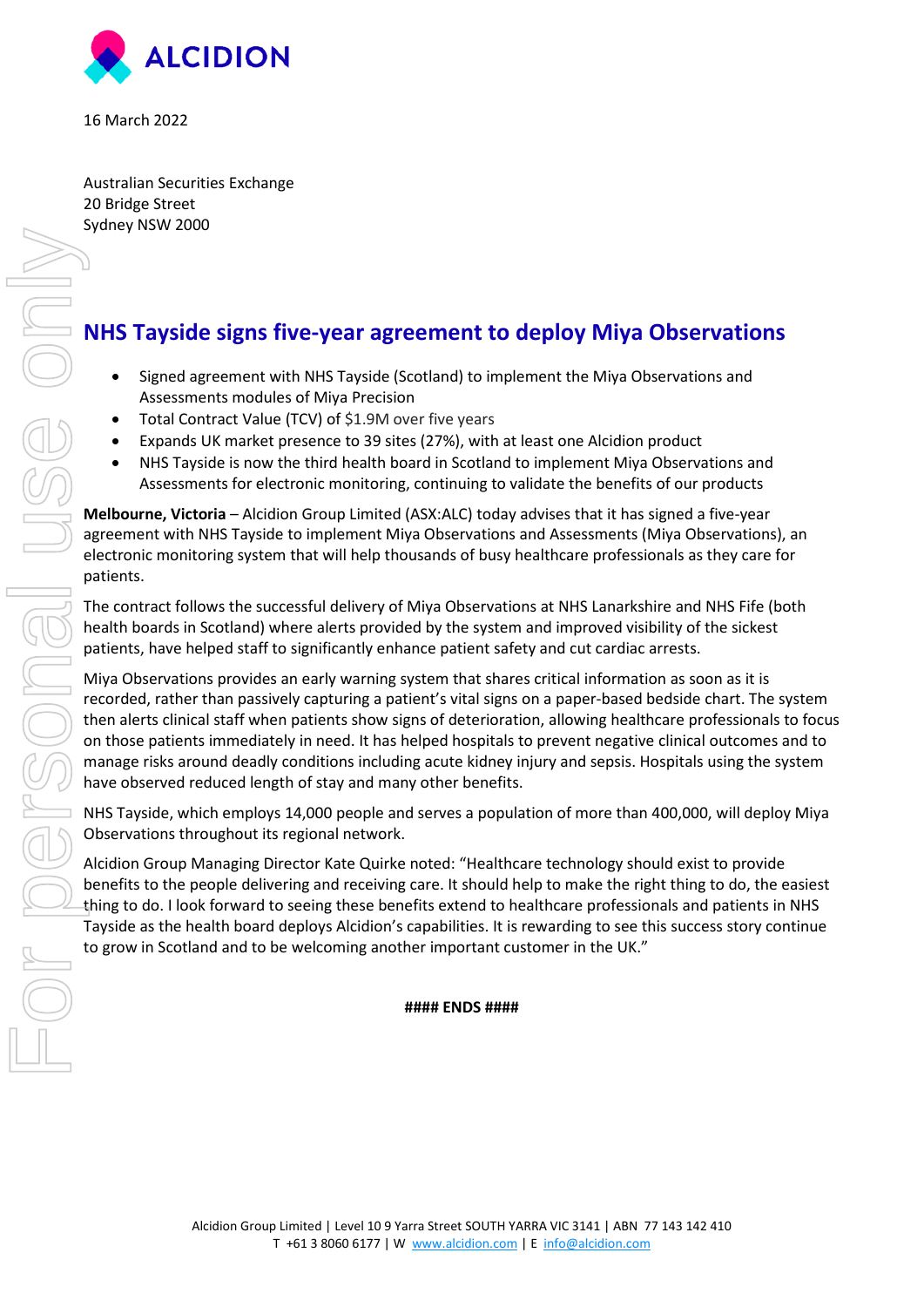16 March 2022

Australian Securities Exchange
20 Bridge Street
Sydney NSW 2000

# NHS Tayside signs five-year agreement to deploy Miya Observations

- Signed agreement with NHS Tayside (Scotland) to implement the Miya Observations and Assessments modules of Miya Precision
- Total Contract Value (TCV) of $1.9M over five years
- Expands UK market presence to 39 sites (27%), with at least one Alcidion product
- NHS Tayside is now the third health board in Scotland to implement Miya Observations and Assessments for electronic monitoring, continuing to validate the benefits of our products

**Melbourne, Victoria** – Alcidion Group Limited (ASX:ALC) today advises that it has signed a five-year agreement with NHS Tayside to implement Miya Observations and Assessments (Miya Observations), an electronic monitoring system that will help thousands of busy healthcare professionals as they care for patients.

The contract follows the successful delivery of Miya Observations at NHS Lanarkshire and NHS Fife (both health boards in Scotland) where alerts provided by the system and improved visibility of the sickest patients, have helped staff to significantly enhance patient safety and cut cardiac arrests.

Miya Observations provides an early warning system that shares critical information as soon as it is recorded, rather than passively capturing a patient's vital signs on a paper-based bedside chart. The system then alerts clinical staff when patients show signs of deterioration, allowing healthcare professionals to focus on those patients immediately in need. It has helped hospitals to prevent negative clinical outcomes and to manage risks around deadly conditions including acute kidney injury and sepsis. Hospitals using the system have observed reduced length of stay and many other benefits.

NHS Tayside, which employs 14,000 people and serves a population of more than 400,000, will deploy Miya Observations throughout its regional network.

Alcidion Group Managing Director Kate Quirke noted: "Healthcare technology should exist to provide benefits to the people delivering and receiving care. It should help to make the right thing to do, the easiest thing to do. I look forward to seeing these benefits extend to healthcare professionals and patients in NHS Tayside as the health board deploys Alcidion's capabilities. It is rewarding to see this success story continue to grow in Scotland and to be welcoming another important customer in the UK."

**#### ENDS ####**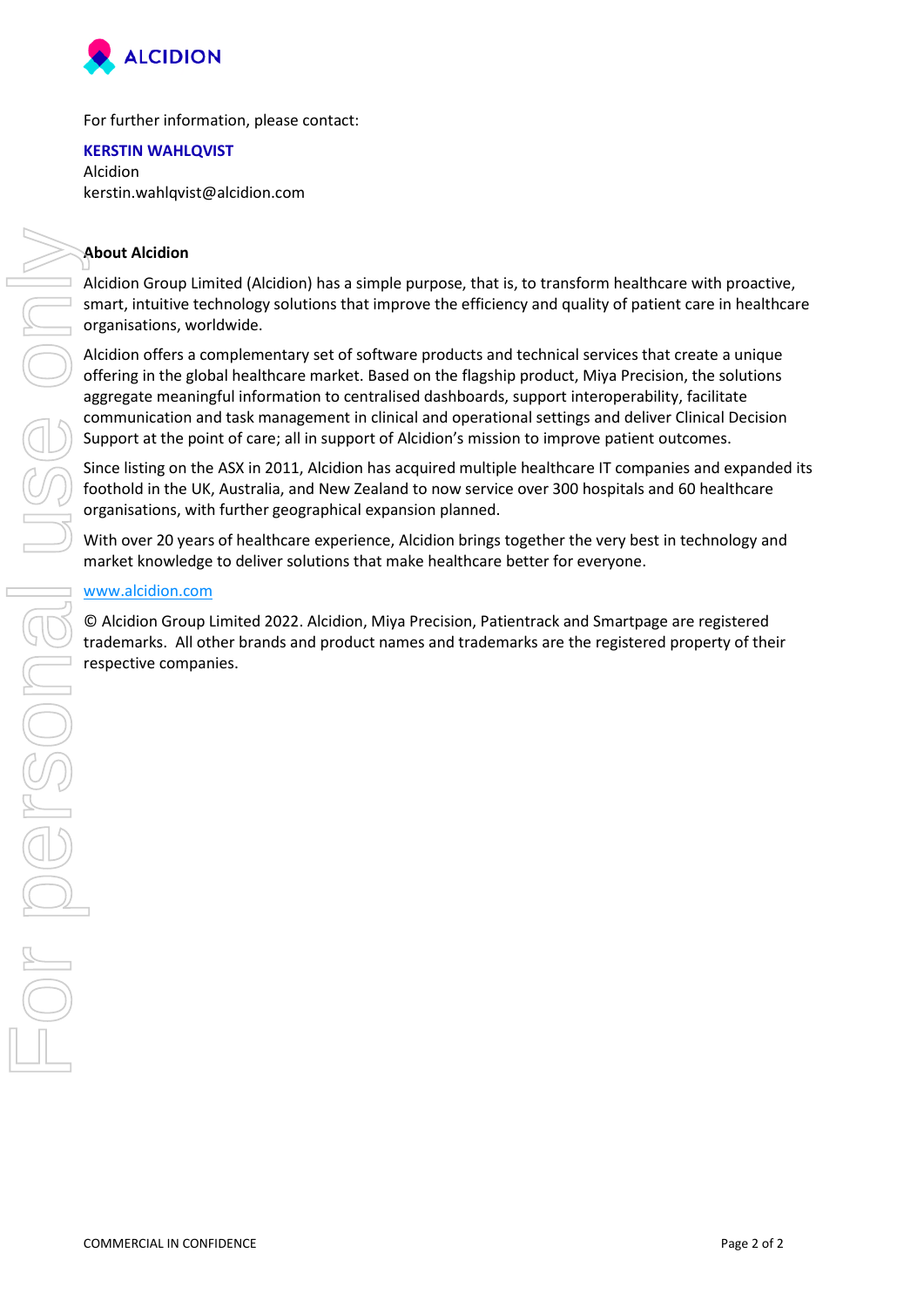For further information, please contact:

**KERSTIN WAHLQVIST**
Alcidion
kerstin.wahlqvist@alcidion.com

**About Alcidion**

Alcidion Group Limited (Alcidion) has a simple purpose, that is, to transform healthcare with proactive, smart, intuitive technology solutions that improve the efficiency and quality of patient care in healthcare organisations, worldwide.

Alcidion offers a complementary set of software products and technical services that create a unique offering in the global healthcare market. Based on the flagship product, Miya Precision, the solutions aggregate meaningful information to centralised dashboards, support interoperability, facilitate communication and task management in clinical and operational settings and deliver Clinical Decision Support at the point of care; all in support of Alcidion's mission to improve patient outcomes.

Since listing on the ASX in 2011, Alcidion has acquired multiple healthcare IT companies and expanded its foothold in the UK, Australia, and New Zealand to now service over 300 hospitals and 60 healthcare organisations, with further geographical expansion planned.

With over 20 years of healthcare experience, Alcidion brings together the very best in technology and market knowledge to deliver solutions that make healthcare better for everyone.

www.alcidion.com

© Alcidion Group Limited 2022. Alcidion, Miya Precision, Patientrack and Smartpage are registered trademarks. All other brands and product names and trademarks are the registered property of their respective companies.

COMMERCIAL IN CONFIDENCE